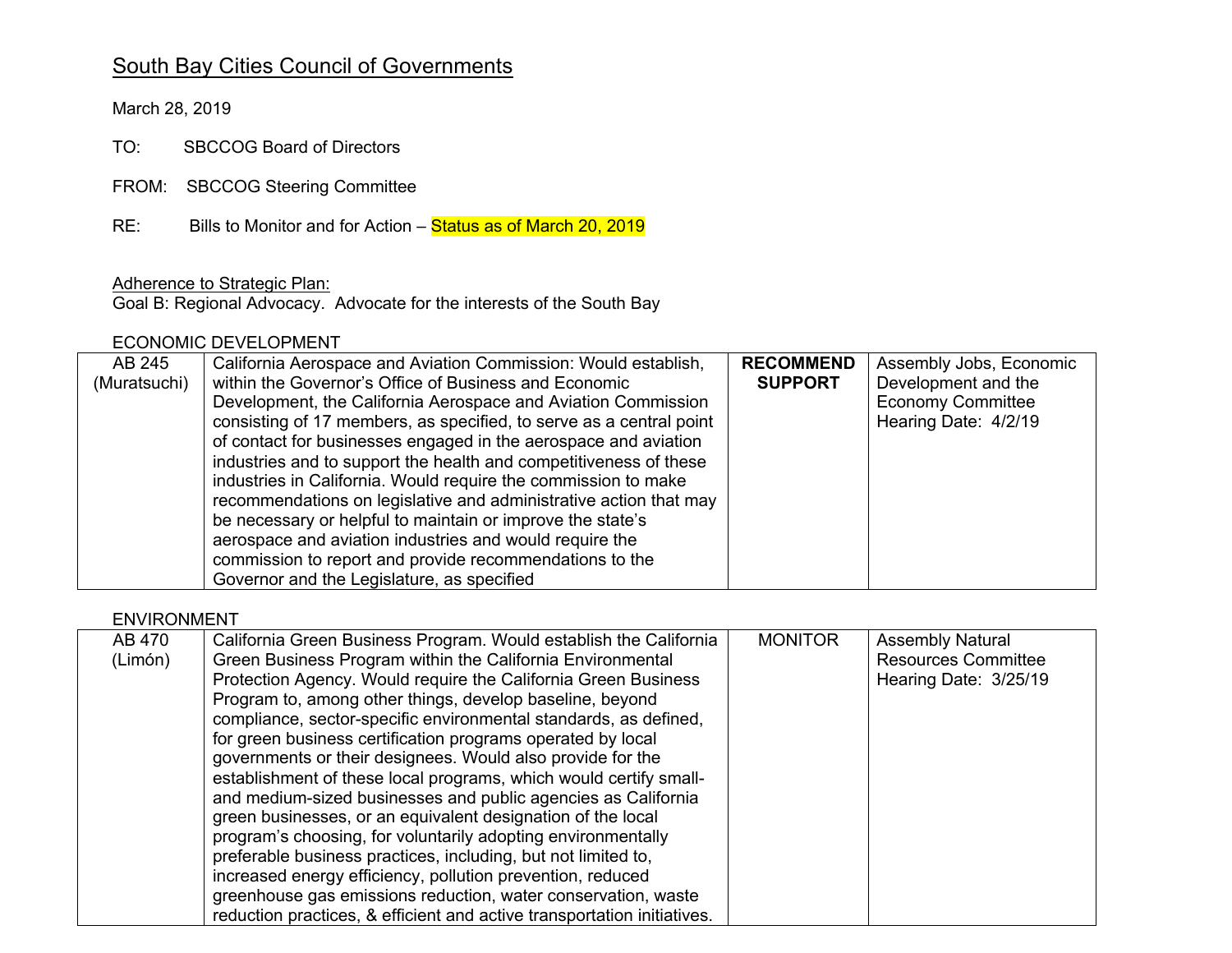# South Bay Cities Council of Governments

March 28, 2019

TO: SBCCOG Board of Directors

FROM: SBCCOG Steering Committee

RE: Bills to Monitor and for Action – Status as of March 20, 2019

Adherence to Strategic Plan:
Goal B: Regional Advocacy. Advocate for the interests of the South Bay

ECONOMIC DEVELOPMENT

| | | | |
|---|---|---|---|
| AB 245 (Muratsuchi) | California Aerospace and Aviation Commission: Would establish, within the Governor's Office of Business and Economic Development, the California Aerospace and Aviation Commission consisting of 17 members, as specified, to serve as a central point of contact for businesses engaged in the aerospace and aviation industries and to support the health and competitiveness of these industries in California. Would require the commission to make recommendations on legislative and administrative action that may be necessary or helpful to maintain or improve the state's aerospace and aviation industries and would require the commission to report and provide recommendations to the Governor and the Legislature, as specified | **RECOMMEND SUPPORT** | Assembly Jobs, Economic Development and the Economy Committee Hearing Date: 4/2/19 |

ENVIRONMENT

| | | | |
|---|---|---|---|
| AB 470 (Limón) | California Green Business Program. Would establish the California Green Business Program within the California Environmental Protection Agency. Would require the California Green Business Program to, among other things, develop baseline, beyond compliance, sector-specific environmental standards, as defined, for green business certification programs operated by local governments or their designees. Would also provide for the establishment of these local programs, which would certify small- and medium-sized businesses and public agencies as California green businesses, or an equivalent designation of the local program's choosing, for voluntarily adopting environmentally preferable business practices, including, but not limited to, increased energy efficiency, pollution prevention, reduced greenhouse gas emissions reduction, water conservation, waste reduction practices, & efficient and active transportation initiatives. | MONITOR | Assembly Natural Resources Committee Hearing Date: 3/25/19 |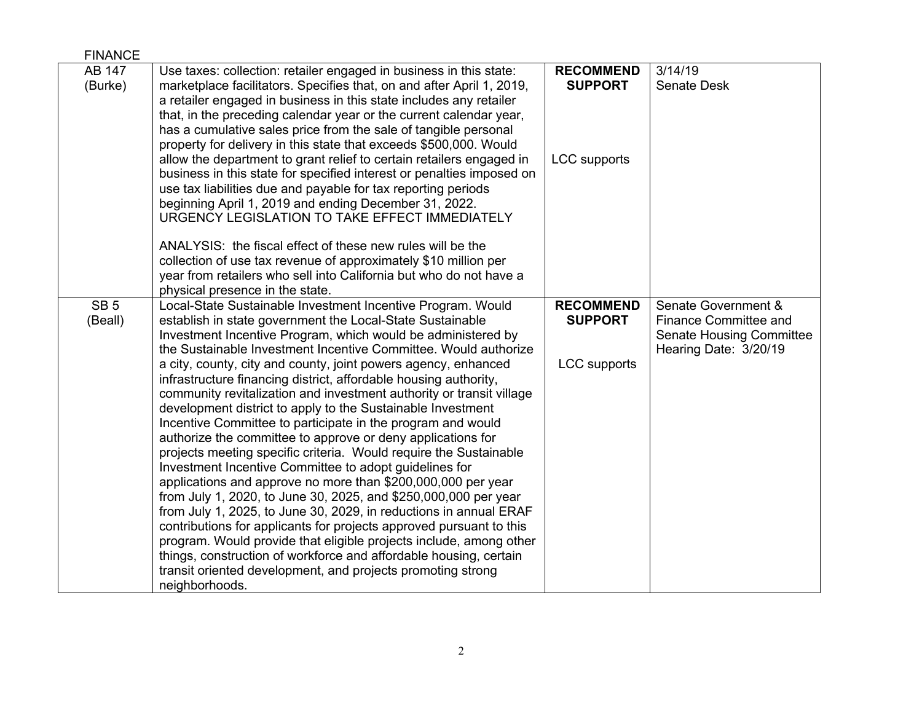FINANCE

| | | | |
|---|---|---|---|
| AB 147 (Burke) | Use taxes: collection: retailer engaged in business in this state: marketplace facilitators. Specifies that, on and after April 1, 2019, a retailer engaged in business in this state includes any retailer that, in the preceding calendar year or the current calendar year, has a cumulative sales price from the sale of tangible personal property for delivery in this state that exceeds $500,000. Would allow the department to grant relief to certain retailers engaged in business in this state for specified interest or penalties imposed on use tax liabilities due and payable for tax reporting periods beginning April 1, 2019 and ending December 31, 2022. URGENCY LEGISLATION TO TAKE EFFECT IMMEDIATELY<br><br>ANALYSIS: the fiscal effect of these new rules will be the collection of use tax revenue of approximately $10 million per year from retailers who sell into California but who do not have a physical presence in the state. | **RECOMMEND SUPPORT**<br><br>LCC supports | 3/14/19<br>Senate Desk |
| SB 5 (Beall) | Local-State Sustainable Investment Incentive Program. Would establish in state government the Local-State Sustainable Investment Incentive Program, which would be administered by the Sustainable Investment Incentive Committee. Would authorize a city, county, city and county, joint powers agency, enhanced infrastructure financing district, affordable housing authority, community revitalization and investment authority or transit village development district to apply to the Sustainable Investment Incentive Committee to participate in the program and would authorize the committee to approve or deny applications for projects meeting specific criteria. Would require the Sustainable Investment Incentive Committee to adopt guidelines for applications and approve no more than $200,000,000 per year from July 1, 2020, to June 30, 2025, and $250,000,000 per year from July 1, 2025, to June 30, 2029, in reductions in annual ERAF contributions for applicants for projects approved pursuant to this program. Would provide that eligible projects include, among other things, construction of workforce and affordable housing, certain transit oriented development, and projects promoting strong neighborhoods. | **RECOMMEND SUPPORT**<br><br>LCC supports | Senate Government & Finance Committee and Senate Housing Committee<br>Hearing Date: 3/20/19 |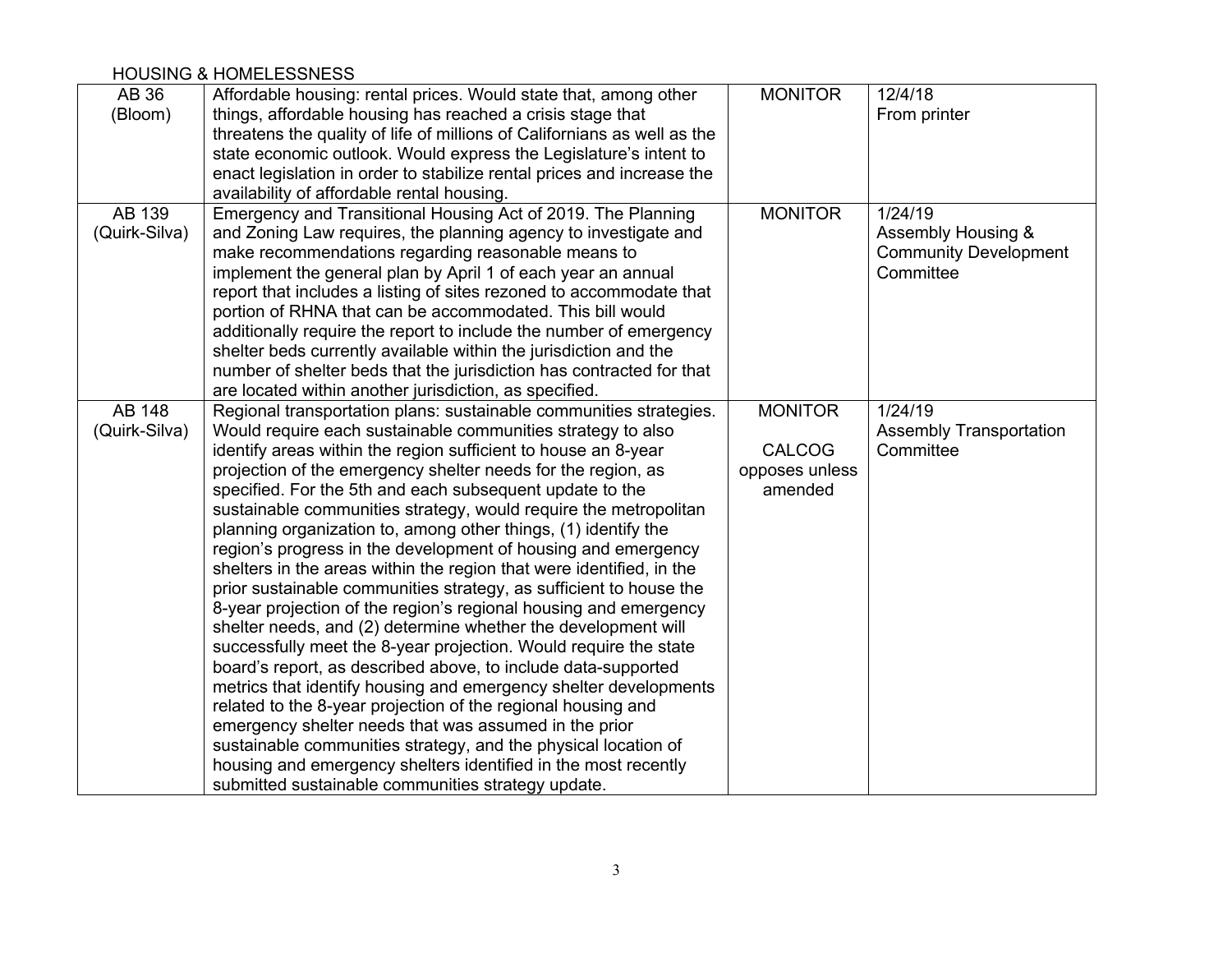HOUSING & HOMELESSNESS

| | | | |
|---|---|---|---|
| AB 36 (Bloom) | Affordable housing: rental prices. Would state that, among other things, affordable housing has reached a crisis stage that threatens the quality of life of millions of Californians as well as the state economic outlook. Would express the Legislature's intent to enact legislation in order to stabilize rental prices and increase the availability of affordable rental housing. | MONITOR | 12/4/18 From printer |
| AB 139 (Quirk-Silva) | Emergency and Transitional Housing Act of 2019. The Planning and Zoning Law requires, the planning agency to investigate and make recommendations regarding reasonable means to implement the general plan by April 1 of each year an annual report that includes a listing of sites rezoned to accommodate that portion of RHNA that can be accommodated. This bill would additionally require the report to include the number of emergency shelter beds currently available within the jurisdiction and the number of shelter beds that the jurisdiction has contracted for that are located within another jurisdiction, as specified. | MONITOR | 1/24/19 Assembly Housing & Community Development Committee |
| AB 148 (Quirk-Silva) | Regional transportation plans: sustainable communities strategies. Would require each sustainable communities strategy to also identify areas within the region sufficient to house an 8-year projection of the emergency shelter needs for the region, as specified. For the 5th and each subsequent update to the sustainable communities strategy, would require the metropolitan planning organization to, among other things, (1) identify the region's progress in the development of housing and emergency shelters in the areas within the region that were identified, in the prior sustainable communities strategy, as sufficient to house the 8-year projection of the region's regional housing and emergency shelter needs, and (2) determine whether the development will successfully meet the 8-year projection. Would require the state board's report, as described above, to include data-supported metrics that identify housing and emergency shelter developments related to the 8-year projection of the regional housing and emergency shelter needs that was assumed in the prior sustainable communities strategy, and the physical location of housing and emergency shelters identified in the most recently submitted sustainable communities strategy update. | MONITOR<br><br>CALCOG opposes unless amended | 1/24/19 Assembly Transportation Committee |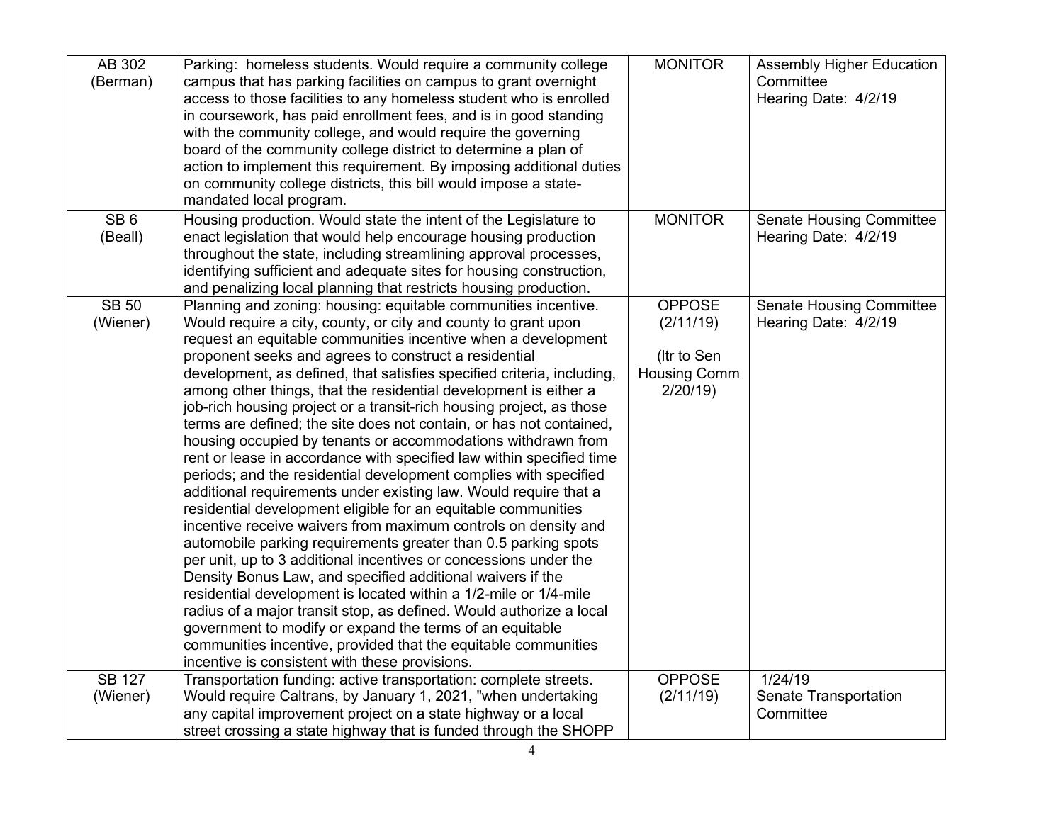| | | | |
|---|---|---|---|
| AB 302 (Berman) | Parking: homeless students. Would require a community college campus that has parking facilities on campus to grant overnight access to those facilities to any homeless student who is enrolled in coursework, has paid enrollment fees, and is in good standing with the community college, and would require the governing board of the community college district to determine a plan of action to implement this requirement. By imposing additional duties on community college districts, this bill would impose a state-mandated local program. | MONITOR | Assembly Higher Education Committee<br>Hearing Date: 4/2/19 |
| SB 6 (Beall) | Housing production. Would state the intent of the Legislature to enact legislation that would help encourage housing production throughout the state, including streamlining approval processes, identifying sufficient and adequate sites for housing construction, and penalizing local planning that restricts housing production. | MONITOR | Senate Housing Committee<br>Hearing Date: 4/2/19 |
| SB 50 (Wiener) | Planning and zoning: housing: equitable communities incentive. Would require a city, county, or city and county to grant upon request an equitable communities incentive when a development proponent seeks and agrees to construct a residential development, as defined, that satisfies specified criteria, including, among other things, that the residential development is either a job-rich housing project or a transit-rich housing project, as those terms are defined; the site does not contain, or has not contained, housing occupied by tenants or accommodations withdrawn from rent or lease in accordance with specified law within specified time periods; and the residential development complies with specified additional requirements under existing law. Would require that a residential development eligible for an equitable communities incentive receive waivers from maximum controls on density and automobile parking requirements greater than 0.5 parking spots per unit, up to 3 additional incentives or concessions under the Density Bonus Law, and specified additional waivers if the residential development is located within a 1/2-mile or 1/4-mile radius of a major transit stop, as defined. Would authorize a local government to modify or expand the terms of an equitable communities incentive, provided that the equitable communities incentive is consistent with these provisions. | OPPOSE (2/11/19)<br><br>(ltr to Sen Housing Comm 2/20/19) | Senate Housing Committee<br>Hearing Date: 4/2/19 |
| SB 127 (Wiener) | Transportation funding: active transportation: complete streets. Would require Caltrans, by January 1, 2021, "when undertaking any capital improvement project on a state highway or a local street crossing a state highway that is funded through the SHOPP | OPPOSE (2/11/19) | 1/24/19<br>Senate Transportation Committee |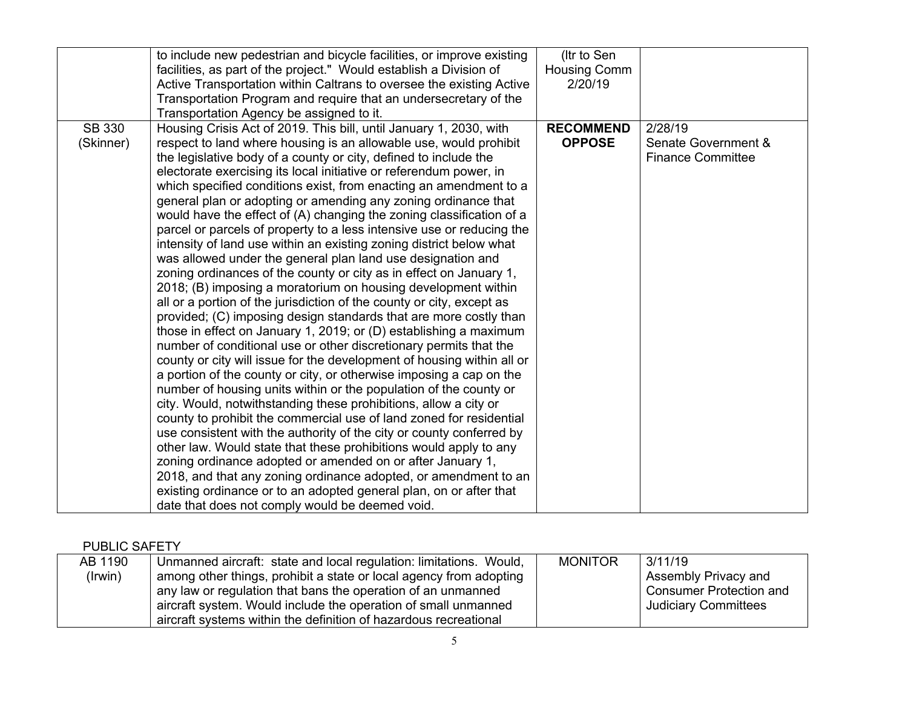| | | | |
|---|---|---|---|
| | to include new pedestrian and bicycle facilities, or improve existing facilities, as part of the project." Would establish a Division of Active Transportation within Caltrans to oversee the existing Active Transportation Program and require that an undersecretary of the Transportation Agency be assigned to it. | (ltr to Sen Housing Comm 2/20/19 | |
| SB 330 (Skinner) | Housing Crisis Act of 2019. This bill, until January 1, 2030, with respect to land where housing is an allowable use, would prohibit the legislative body of a county or city, defined to include the electorate exercising its local initiative or referendum power, in which specified conditions exist, from enacting an amendment to a general plan or adopting or amending any zoning ordinance that would have the effect of (A) changing the zoning classification of a parcel or parcels of property to a less intensive use or reducing the intensity of land use within an existing zoning district below what was allowed under the general plan land use designation and zoning ordinances of the county or city as in effect on January 1, 2018; (B) imposing a moratorium on housing development within all or a portion of the jurisdiction of the county or city, except as provided; (C) imposing design standards that are more costly than those in effect on January 1, 2019; or (D) establishing a maximum number of conditional use or other discretionary permits that the county or city will issue for the development of housing within all or a portion of the county or city, or otherwise imposing a cap on the number of housing units within or the population of the county or city. Would, notwithstanding these prohibitions, allow a city or county to prohibit the commercial use of land zoned for residential use consistent with the authority of the city or county conferred by other law. Would state that these prohibitions would apply to any zoning ordinance adopted or amended on or after January 1, 2018, and that any zoning ordinance adopted, or amendment to an existing ordinance or to an adopted general plan, on or after that date that does not comply would be deemed void. | **RECOMMEND OPPOSE** | 2/28/19 Senate Government & Finance Committee |

PUBLIC SAFETY

| | | | |
|---|---|---|---|
| AB 1190 (Irwin) | Unmanned aircraft: state and local regulation: limitations. Would, among other things, prohibit a state or local agency from adopting any law or regulation that bans the operation of an unmanned aircraft system. Would include the operation of small unmanned aircraft systems within the definition of hazardous recreational | MONITOR | 3/11/19 Assembly Privacy and Consumer Protection and Judiciary Committees |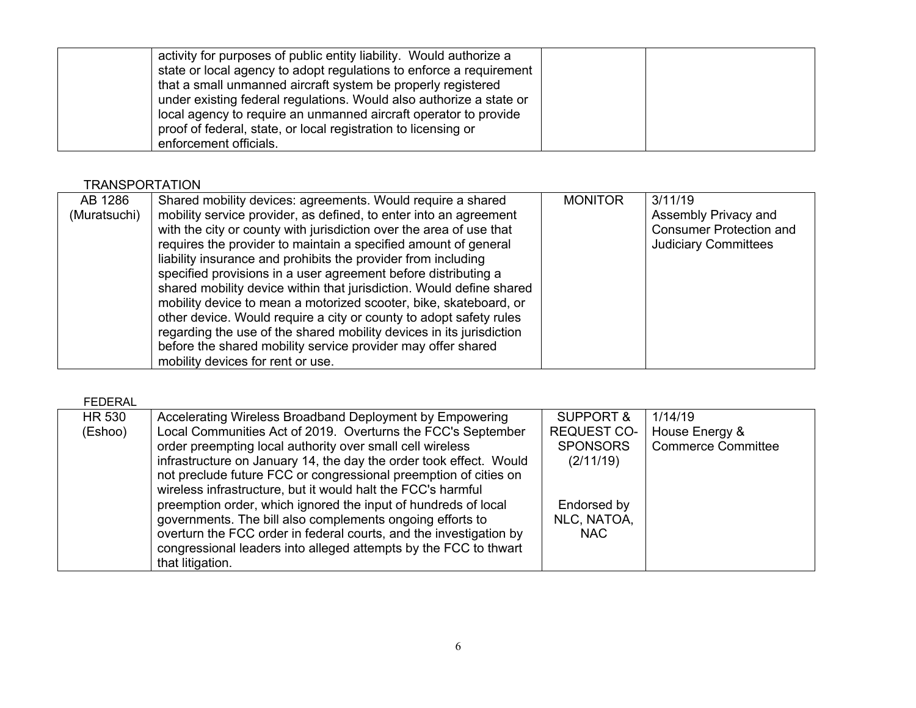| | | | |
|---|---|---|---|
| | activity for purposes of public entity liability. Would authorize a state or local agency to adopt regulations to enforce a requirement that a small unmanned aircraft system be properly registered under existing federal regulations. Would also authorize a state or local agency to require an unmanned aircraft operator to provide proof of federal, state, or local registration to licensing or enforcement officials. | | |

TRANSPORTATION

| | | | |
|---|---|---|---|
| AB 1286 (Muratsuchi) | Shared mobility devices: agreements. Would require a shared mobility service provider, as defined, to enter into an agreement with the city or county with jurisdiction over the area of use that requires the provider to maintain a specified amount of general liability insurance and prohibits the provider from including specified provisions in a user agreement before distributing a shared mobility device within that jurisdiction. Would define shared mobility device to mean a motorized scooter, bike, skateboard, or other device. Would require a city or county to adopt safety rules regarding the use of the shared mobility devices in its jurisdiction before the shared mobility service provider may offer shared mobility devices for rent or use. | MONITOR | 3/11/19 Assembly Privacy and Consumer Protection and Judiciary Committees |

FEDERAL

| | | | |
|---|---|---|---|
| HR 530 (Eshoo) | Accelerating Wireless Broadband Deployment by Empowering Local Communities Act of 2019. Overturns the FCC's September order preempting local authority over small cell wireless infrastructure on January 14, the day the order took effect. Would not preclude future FCC or congressional preemption of cities on wireless infrastructure, but it would halt the FCC's harmful preemption order, which ignored the input of hundreds of local governments. The bill also complements ongoing efforts to overturn the FCC order in federal courts, and the investigation by congressional leaders into alleged attempts by the FCC to thwart that litigation. | SUPPORT & REQUEST CO-SPONSORS (2/11/19)<br><br>Endorsed by NLC, NATOA, NAC | 1/14/19 House Energy & Commerce Committee |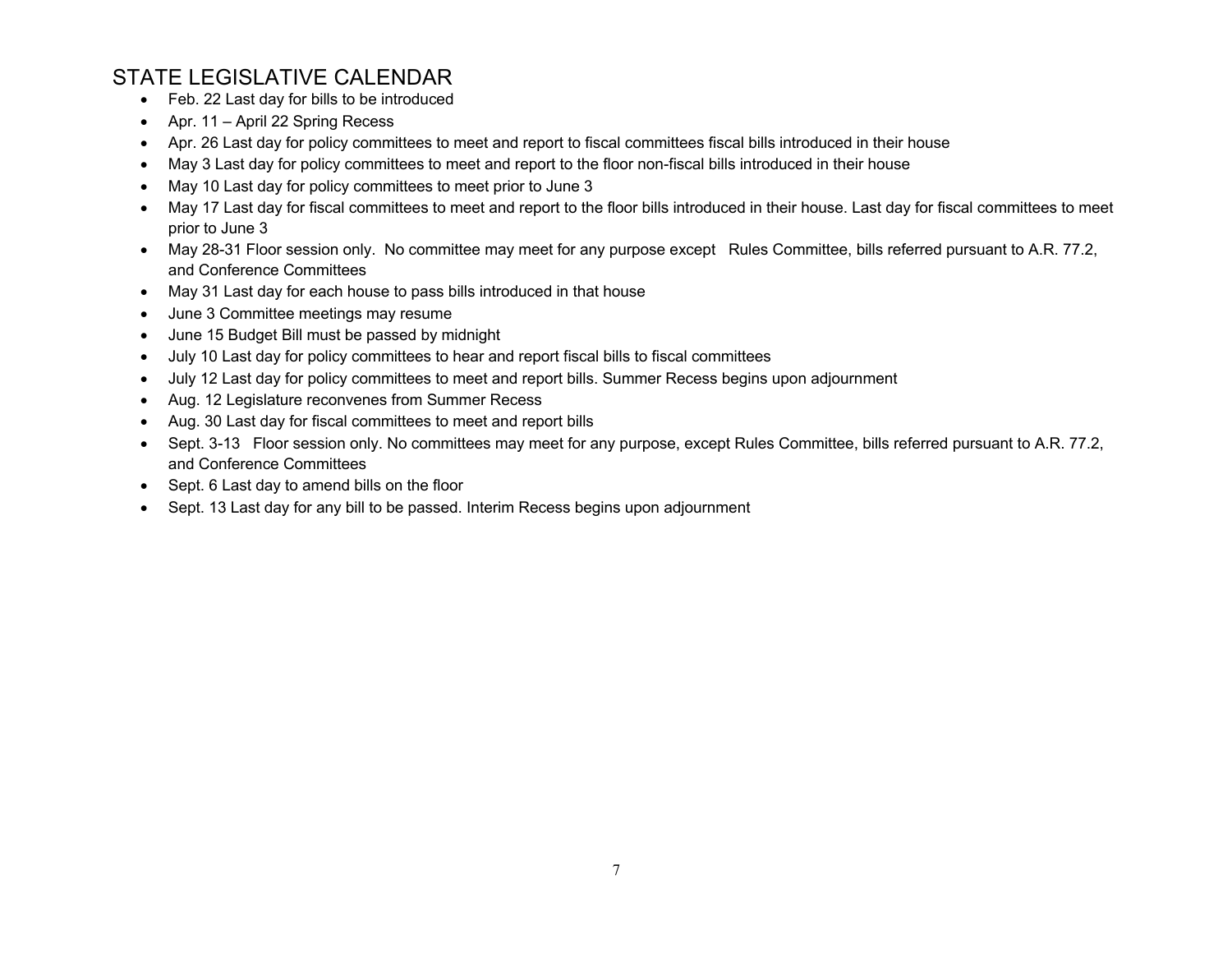## STATE LEGISLATIVE CALENDAR

- Feb. 22 Last day for bills to be introduced
- Apr. 11 – April 22 Spring Recess
- Apr. 26 Last day for policy committees to meet and report to fiscal committees fiscal bills introduced in their house
- May 3 Last day for policy committees to meet and report to the floor non-fiscal bills introduced in their house
- May 10 Last day for policy committees to meet prior to June 3
- May 17 Last day for fiscal committees to meet and report to the floor bills introduced in their house. Last day for fiscal committees to meet prior to June 3
- May 28-31 Floor session only. No committee may meet for any purpose except Rules Committee, bills referred pursuant to A.R. 77.2, and Conference Committees
- May 31 Last day for each house to pass bills introduced in that house
- June 3 Committee meetings may resume
- June 15 Budget Bill must be passed by midnight
- July 10 Last day for policy committees to hear and report fiscal bills to fiscal committees
- July 12 Last day for policy committees to meet and report bills. Summer Recess begins upon adjournment
- Aug. 12 Legislature reconvenes from Summer Recess
- Aug. 30 Last day for fiscal committees to meet and report bills
- Sept. 3-13 Floor session only. No committees may meet for any purpose, except Rules Committee, bills referred pursuant to A.R. 77.2, and Conference Committees
- Sept. 6 Last day to amend bills on the floor
- Sept. 13 Last day for any bill to be passed. Interim Recess begins upon adjournment